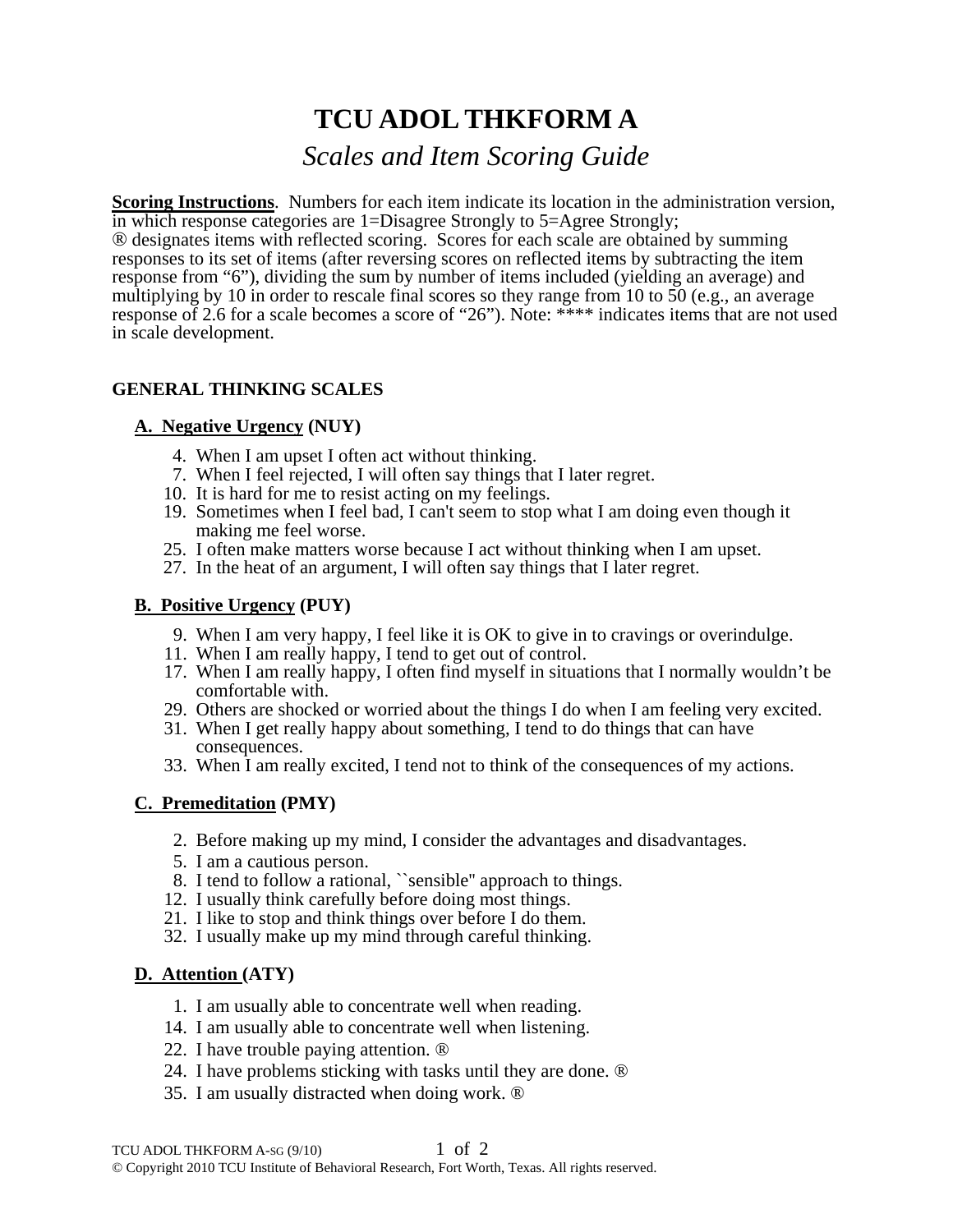# TCU ADOL THKFORM A

## *Scales and Item Scoring Guide*

**Scoring Instructions**. Numbers for each item indicate its location in the administration version, in which response categories are 1=Disagree Strongly to 5=Agree Strongly; ® designates items with reflected scoring. Scores for each scale are obtained by summing responses to its set of items (after reversing scores on reflected items by subtracting the item response from "6"), dividing the sum by number of items included (yielding an average) and multiplying by 10 in order to rescale final scores so they range from 10 to 50 (e.g., an average response of 2.6 for a scale becomes a score of "26"). Note: **** indicates items that are not used in scale development.

### GENERAL THINKING SCALES

#### A. Negative Urgency (NUY)

4. When I am upset I often act without thinking.
7. When I feel rejected, I will often say things that I later regret.
10. It is hard for me to resist acting on my feelings.
19. Sometimes when I feel bad, I can't seem to stop what I am doing even though it making me feel worse.
25. I often make matters worse because I act without thinking when I am upset.
27. In the heat of an argument, I will often say things that I later regret.

#### B. Positive Urgency (PUY)

9. When I am very happy, I feel like it is OK to give in to cravings or overindulge.
11. When I am really happy, I tend to get out of control.
17. When I am really happy, I often find myself in situations that I normally wouldn't be comfortable with.
29. Others are shocked or worried about the things I do when I am feeling very excited.
31. When I get really happy about something, I tend to do things that can have consequences.
33. When I am really excited, I tend not to think of the consequences of my actions.

#### C. Premeditation (PMY)

2. Before making up my mind, I consider the advantages and disadvantages.
5. I am a cautious person.
8. I tend to follow a rational, ``sensible'' approach to things.
12. I usually think carefully before doing most things.
21. I like to stop and think things over before I do them.
32. I usually make up my mind through careful thinking.

#### D. Attention (ATY)

1. I am usually able to concentrate well when reading.
14. I am usually able to concentrate well when listening.
22. I have trouble paying attention. ®
24. I have problems sticking with tasks until they are done. ®
35. I am usually distracted when doing work. ®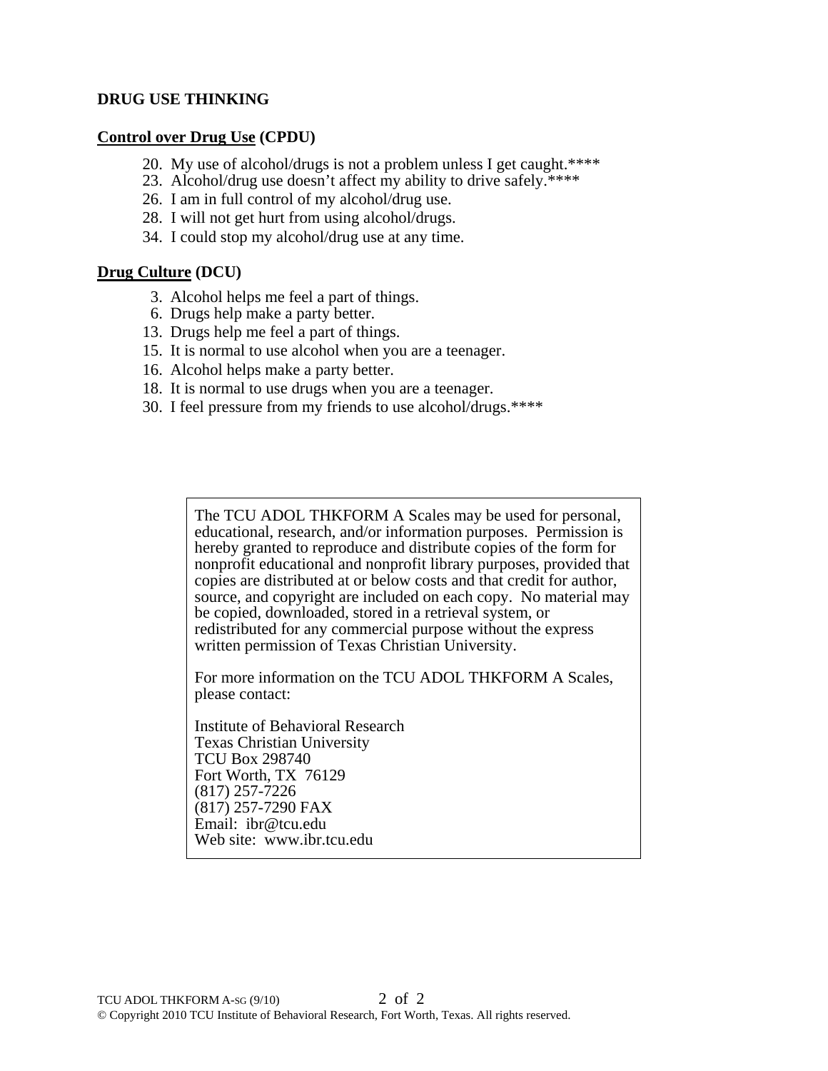**DRUG USE THINKING**

**<u>Control over Drug Use</u> (CPDU)**

20. My use of alcohol/drugs is not a problem unless I get caught.****
23. Alcohol/drug use doesn't affect my ability to drive safely.****
26. I am in full control of my alcohol/drug use.
28. I will not get hurt from using alcohol/drugs.
34. I could stop my alcohol/drug use at any time.

**<u>Drug Culture</u> (DCU)**

3. Alcohol helps me feel a part of things.
6. Drugs help make a party better.
13. Drugs help me feel a part of things.
15. It is normal to use alcohol when you are a teenager.
16. Alcohol helps make a party better.
18. It is normal to use drugs when you are a teenager.
30. I feel pressure from my friends to use alcohol/drugs.****

The TCU ADOL THKFORM A Scales may be used for personal, educational, research, and/or information purposes. Permission is hereby granted to reproduce and distribute copies of the form for nonprofit educational and nonprofit library purposes, provided that copies are distributed at or below costs and that credit for author, source, and copyright are included on each copy. No material may be copied, downloaded, stored in a retrieval system, or redistributed for any commercial purpose without the express written permission of Texas Christian University.

For more information on the TCU ADOL THKFORM A Scales, please contact:

Institute of Behavioral Research
Texas Christian University
TCU Box 298740
Fort Worth, TX 76129
(817) 257-7226
(817) 257-7290 FAX
Email: ibr@tcu.edu
Web site: www.ibr.tcu.edu

TCU ADOL THKFORM A-SG (9/10)
© Copyright 2010 TCU Institute of Behavioral Research, Fort Worth, Texas. All rights reserved.